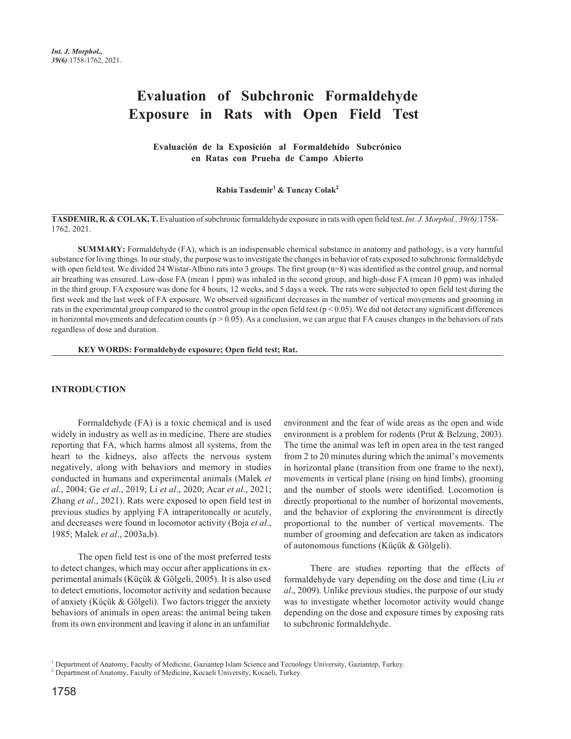# Evaluation of Subchronic Formaldehyde Exposure in Rats with Open Field Test

### Evaluación de la Exposición al Formaldehído Subcrónico en Ratas con Prueba de Campo Abierto

**Rabia Tasdemir[1] & Tuncay Colak[2]**

**TASDEMIR, R. & COLAK, T.** Evaluation of subchronic formaldehyde exposure in rats with open field test. *Int. J. Morphol., 39(6)*:1758-1762, 2021.

**SUMMARY:** Formaldehyde (FA), which is an indispensable chemical substance in anatomy and pathology, is a very harmful substance for living things. In our study, the purpose was to investigate the changes in behavior of rats exposed to subchronic formaldehyde with open field test. We divided 24 Wistar-Albino rats into 3 groups. The first group (n=8) was identified as the control group, and normal air breathing was ensured. Low-dose FA (mean 1 ppm) was inhaled in the second group, and high-dose FA (mean 10 ppm) was inhaled in the third group. FA exposure was done for 4 hours, 12 weeks, and 5 days a week. The rats were subjected to open field test during the first week and the last week of FA exposure. We observed significant decreases in the number of vertical movements and grooming in rats in the experimental group compared to the control group in the open field test ($p < 0.05$). We did not detect any significant differences in horizontal movements and defecation counts ($p > 0.05$). As a conclusion, we can argue that FA causes changes in the behaviors of rats regardless of dose and duration.

**KEY WORDS: Formaldehyde exposure; Open field test; Rat.**

## INTRODUCTION

Formaldehyde (FA) is a toxic chemical and is used widely in industry as well as in medicine. There are studies reporting that FA, which harms almost all systems, from the heart to the kidneys, also affects the nervous system negatively, along with behaviors and memory in studies conducted in humans and experimental animals (Malek *et al*., 2004; Ge *et al*., 2019; Li *et al*., 2020; Acar *et al*., 2021; Zhang *et al*., 2021). Rats were exposed to open field test in previous studies by applying FA intraperitoneally or acutely, and decreases were found in locomotor activity (Boja *et al*., 1985; Malek *et al*., 2003a,b).

The open field test is one of the most preferred tests to detect changes, which may occur after applications in experimental animals (Küçük & Gölgeli, 2005). It is also used to detect emotions, locomotor activity and sedation because of anxiety (Küçük & Gölgeli). Two factors trigger the anxiety behaviors of animals in open areas: the animal being taken from its own environment and leaving it alone in an unfamiliar environment and the fear of wide areas as the open and wide environment is a problem for rodents (Prut & Belzung, 2003). The time the animal was left in open area in the test ranged from 2 to 20 minutes during which the animal's movements in horizontal plane (transition from one frame to the next), movements in vertical plane (rising on hind limbs), grooming and the number of stools were identified. Locomotion is directly proportional to the number of horizontal movements, and the behavior of exploring the environment is directly proportional to the number of vertical movements. The number of grooming and defecation are taken as indicators of autonomous functions (Küçük & Gölgeli).

There are studies reporting that the effects of formaldehyde vary depending on the dose and time (Liu *et al*., 2009). Unlike previous studies, the purpose of our study was to investigate whether locomotor activity would change depending on the dose and exposure times by exposing rats to subchronic formaldehyde.

[1] Department of Anatomy, Faculty of Medicine, Gaziantep Islam Science and Tecnology University, Gaziantep, Turkey.
[2] Department of Anatomy, Faculty of Medicine, Kocaeli University, Kocaeli, Turkey.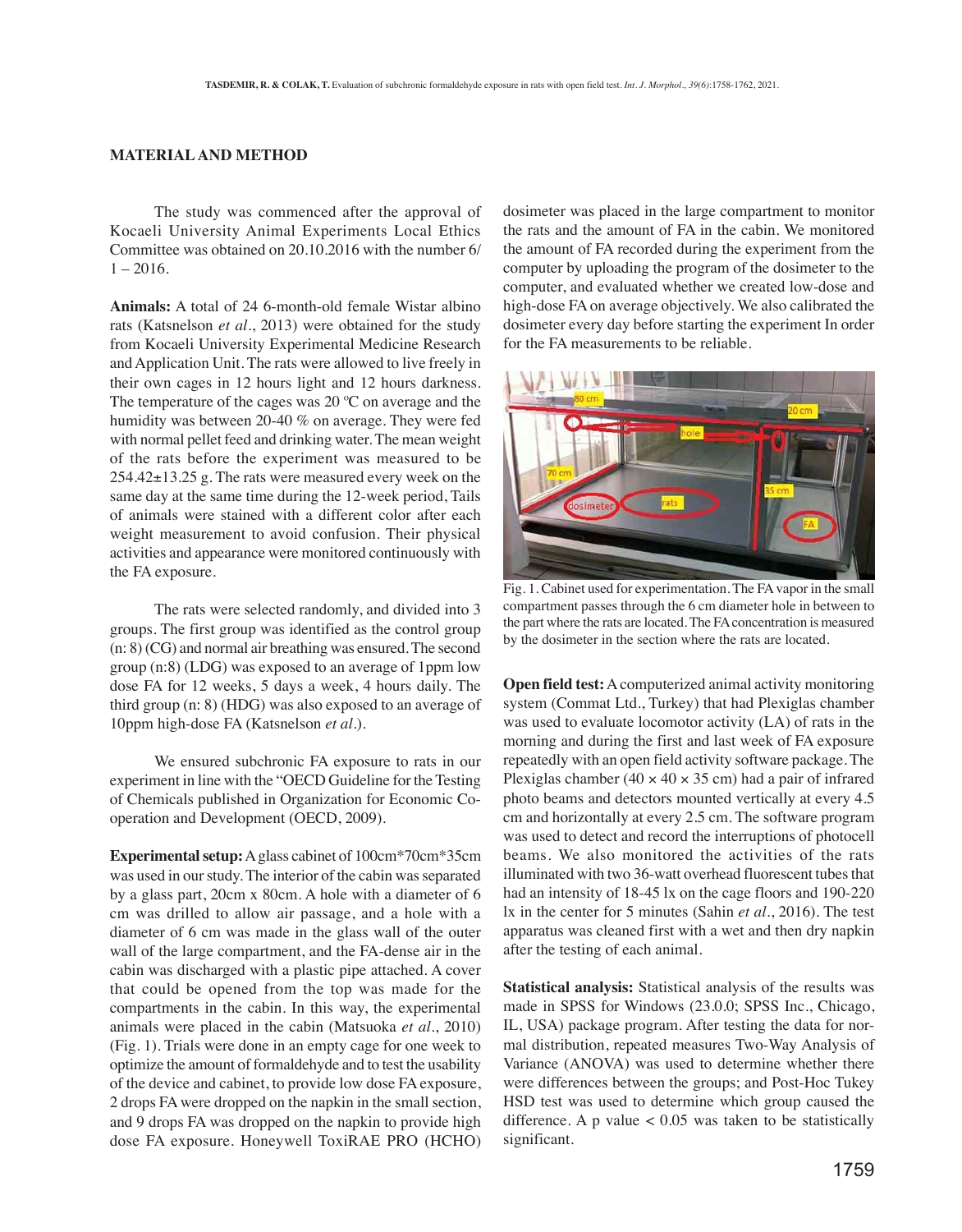## MATERIAL AND METHOD

The study was commenced after the approval of Kocaeli University Animal Experiments Local Ethics Committee was obtained on 20.10.2016 with the number 6/ 1 – 2016.

**Animals:** A total of 24 6-month-old female Wistar albino rats (Katsnelson *et al*., 2013) were obtained for the study from Kocaeli University Experimental Medicine Research and Application Unit. The rats were allowed to live freely in their own cages in 12 hours light and 12 hours darkness. The temperature of the cages was 20 ºC on average and the humidity was between 20-40 % on average. They were fed with normal pellet feed and drinking water. The mean weight of the rats before the experiment was measured to be 254.42±13.25 g. The rats were measured every week on the same day at the same time during the 12-week period, Tails of animals were stained with a different color after each weight measurement to avoid confusion. Their physical activities and appearance were monitored continuously with the FA exposure.

The rats were selected randomly, and divided into 3 groups. The first group was identified as the control group (n: 8) (CG) and normal air breathing was ensured. The second group (n:8) (LDG) was exposed to an average of 1ppm low dose FA for 12 weeks, 5 days a week, 4 hours daily. The third group (n: 8) (HDG) was also exposed to an average of 10ppm high-dose FA (Katsnelson *et al*.).

We ensured subchronic FA exposure to rats in our experiment in line with the "OECD Guideline for the Testing of Chemicals published in Organization for Economic Co-operation and Development (OECD, 2009).

**Experimental setup:** A glass cabinet of 100cm*70cm*35cm was used in our study. The interior of the cabin was separated by a glass part, 20cm x 80cm. A hole with a diameter of 6 cm was drilled to allow air passage, and a hole with a diameter of 6 cm was made in the glass wall of the outer wall of the large compartment, and the FA-dense air in the cabin was discharged with a plastic pipe attached. A cover that could be opened from the top was made for the compartments in the cabin. In this way, the experimental animals were placed in the cabin (Matsuoka *et al*., 2010) (Fig. 1). Trials were done in an empty cage for one week to optimize the amount of formaldehyde and to test the usability of the device and cabinet, to provide low dose FA exposure, 2 drops FA were dropped on the napkin in the small section, and 9 drops FA was dropped on the napkin to provide high dose FA exposure. Honeywell ToxiRAE PRO (HCHO) dosimeter was placed in the large compartment to monitor the rats and the amount of FA in the cabin. We monitored the amount of FA recorded during the experiment from the computer by uploading the program of the dosimeter to the computer, and evaluated whether we created low-dose and high-dose FA on average objectively. We also calibrated the dosimeter every day before starting the experiment In order for the FA measurements to be reliable.

Fig. 1. Cabinet used for experimentation. The FA vapor in the small compartment passes through the 6 cm diameter hole in between to the part where the rats are located. The FA concentration is measured by the dosimeter in the section where the rats are located.

**Open field test:** A computerized animal activity monitoring system (Commat Ltd., Turkey) that had Plexiglas chamber was used to evaluate locomotor activity (LA) of rats in the morning and during the first and last week of FA exposure repeatedly with an open field activity software package. The Plexiglas chamber (40 × 40 × 35 cm) had a pair of infrared photo beams and detectors mounted vertically at every 4.5 cm and horizontally at every 2.5 cm. The software program was used to detect and record the interruptions of photocell beams. We also monitored the activities of the rats illuminated with two 36-watt overhead fluorescent tubes that had an intensity of 18-45 lx on the cage floors and 190-220 lx in the center for 5 minutes (Sahin *et al*., 2016). The test apparatus was cleaned first with a wet and then dry napkin after the testing of each animal.

**Statistical analysis:** Statistical analysis of the results was made in SPSS for Windows (23.0.0; SPSS Inc., Chicago, IL, USA) package program. After testing the data for normal distribution, repeated measures Two-Way Analysis of Variance (ANOVA) was used to determine whether there were differences between the groups; and Post-Hoc Tukey HSD test was used to determine which group caused the difference. A p value $< 0.05$ was taken to be statistically significant.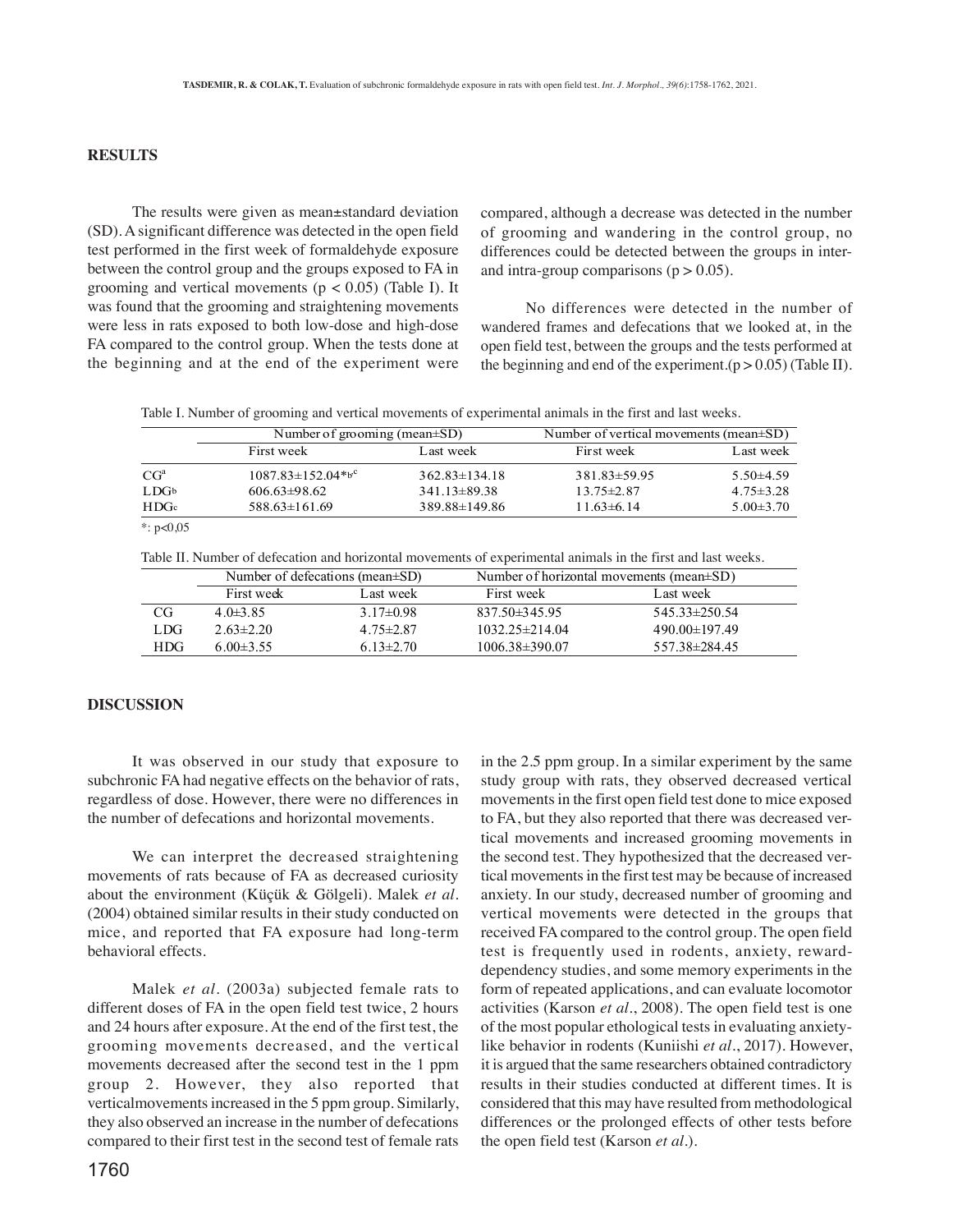## RESULTS

The results were given as mean±standard deviation (SD). A significant difference was detected in the open field test performed in the first week of formaldehyde exposure between the control group and the groups exposed to FA in grooming and vertical movements ($p < 0.05$) (Table I). It was found that the grooming and straightening movements were less in rats exposed to both low-dose and high-dose FA compared to the control group. When the tests done at the beginning and at the end of the experiment were compared, although a decrease was detected in the number of grooming and wandering in the control group, no differences could be detected between the groups in inter- and intra-group comparisons ($p > 0.05$).

No differences were detected in the number of wandered frames and defecations that we looked at, in the open field test, between the groups and the tests performed at the beginning and end of the experiment.($p > 0.05$) (Table II).

Table I. Number of grooming and vertical movements of experimental animals in the first and last weeks.

| | Number of grooming (mean±SD) | | Number of vertical movements (mean±SD) | |
|---|---|---|---|---|
| | First week | Last week | First week | Last week |
| CG[a] | 1087.83±152.04*[b,c] | 362.83±134.18 | 381.83±59.95 | 5.50±4.59 |
| LDG[b] | 606.63±98.62 | 341.13±89.38 | 13.75±2.87 | 4.75±3.28 |
| HDG[c] | 588.63±161.69 | 389.88±149.86 | 11.63±6.14 | 5.00±3.70 |

*: p<0,05

Table II. Number of defecation and horizontal movements of experimental animals in the first and last weeks.

| | Number of defecations (mean±SD) | | Number of horizontal movements (mean±SD) | |
|---|---|---|---|---|
| | First week | Last week | First week | Last week |
| CG | 4.0±3.85 | 3.17±0.98 | 837.50±345.95 | 545.33±250.54 |
| LDG | 2.63±2.20 | 4.75±2.87 | 1032.25±214.04 | 490.00±197.49 |
| HDG | 6.00±3.55 | 6.13±2.70 | 1006.38±390.07 | 557.38±284.45 |

## DISCUSSION

It was observed in our study that exposure to subchronic FA had negative effects on the behavior of rats, regardless of dose. However, there were no differences in the number of defecations and horizontal movements.

We can interpret the decreased straightening movements of rats because of FA as decreased curiosity about the environment (Küçük & Gölgeli). Malek *et al*. (2004) obtained similar results in their study conducted on mice, and reported that FA exposure had long-term behavioral effects.

Malek *et al*. (2003a) subjected female rats to different doses of FA in the open field test twice, 2 hours and 24 hours after exposure. At the end of the first test, the grooming movements decreased, and the vertical movements decreased after the second test in the 1 ppm group 2. However, they also reported that verticalmovements increased in the 5 ppm group. Similarly, they also observed an increase in the number of defecations compared to their first test in the second test of female rats in the 2.5 ppm group. In a similar experiment by the same study group with rats, they observed decreased vertical movements in the first open field test done to mice exposed to FA, but they also reported that there was decreased vertical movements and increased grooming movements in the second test. They hypothesized that the decreased vertical movements in the first test may be because of increased anxiety. In our study, decreased number of grooming and vertical movements were detected in the groups that received FA compared to the control group. The open field test is frequently used in rodents, anxiety, reward-dependency studies, and some memory experiments in the form of repeated applications, and can evaluate locomotor activities (Karson *et al*., 2008). The open field test is one of the most popular ethological tests in evaluating anxiety-like behavior in rodents (Kuniishi *et al*., 2017). However, it is argued that the same researchers obtained contradictory results in their studies conducted at different times. It is considered that this may have resulted from methodological differences or the prolonged effects of other tests before the open field test (Karson *et al*.).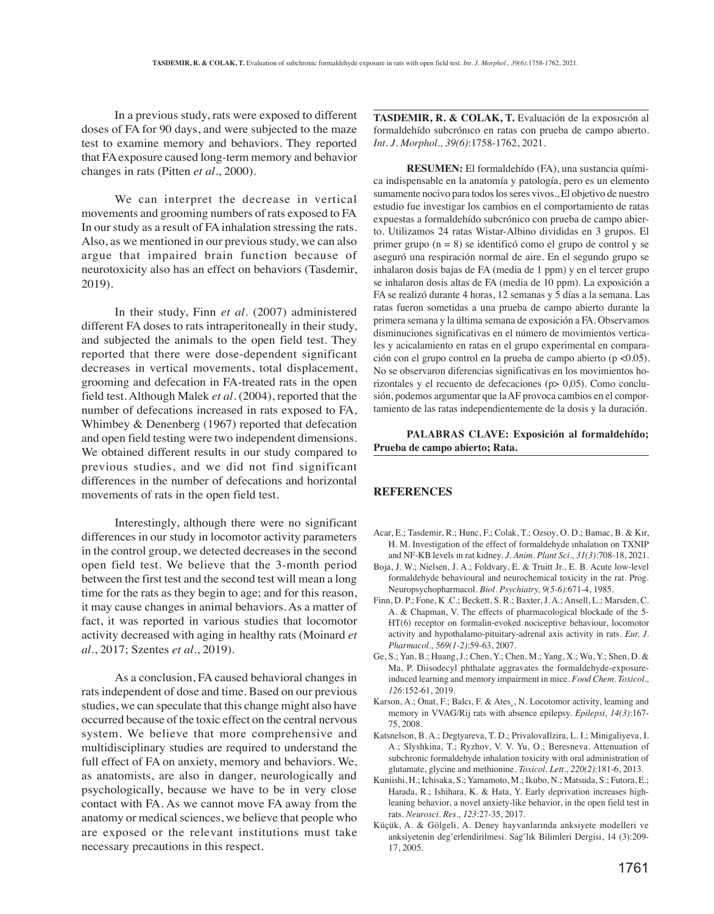In a previous study, rats were exposed to different doses of FA for 90 days, and were subjected to the maze test to examine memory and behaviors. They reported that FA exposure caused long-term memory and behavior changes in rats (Pitten *et al*., 2000).

We can interpret the decrease in vertical movements and grooming numbers of rats exposed to FA In our study as a result of FA inhalation stressing the rats. Also, as we mentioned in our previous study, we can also argue that impaired brain function because of neurotoxicity also has an effect on behaviors (Tasdemir, 2019).

In their study, Finn *et al*. (2007) administered different FA doses to rats intraperitoneally in their study, and subjected the animals to the open field test. They reported that there were dose-dependent significant decreases in vertical movements, total displacement, grooming and defecation in FA-treated rats in the open field test. Although Malek *et al*. (2004), reported that the number of defecations increased in rats exposed to FA, Whimbey & Denenberg (1967) reported that defecation and open field testing were two independent dimensions. We obtained different results in our study compared to previous studies, and we did not find significant differences in the number of defecations and horizontal movements of rats in the open field test.

Interestingly, although there were no significant differences in our study in locomotor activity parameters in the control group, we detected decreases in the second open field test. We believe that the 3-month period between the first test and the second test will mean a long time for the rats as they begin to age; and for this reason, it may cause changes in animal behaviors. As a matter of fact, it was reported in various studies that locomotor activity decreased with aging in healthy rats (Moinard *et al*., 2017; Szentes *et al*., 2019).

As a conclusion, FA caused behavioral changes in rats independent of dose and time. Based on our previous studies, we can speculate that this change might also have occurred because of the toxic effect on the central nervous system. We believe that more comprehensive and multidisciplinary studies are required to understand the full effect of FA on anxiety, memory and behaviors. We, as anatomists, are also in danger, neurologically and psychologically, because we have to be in very close contact with FA. As we cannot move FA away from the anatomy or medical sciences, we believe that people who are exposed or the relevant institutions must take necessary precautions in this respect.

**TASDEMIR, R. & COLAK, T.** Evaluación de la exposıcıón al formaldehído subcrónıco en ratas con prueba de campo abıerto. *Int. J. Morphol., 39(6)*:1758-1762, 2021.

**RESUMEN:** El formaldehído (FA), una sustancia química indispensable en la anatomía y patología, pero es un elemento sumamente nocivo para todos los seres vivos., El objetivo de nuestro estudio fue investigar los cambios en el comportamiento de ratas expuestas a formaldehído subcrónico con prueba de campo abierto. Utilizamos 24 ratas Wistar-Albino divididas en 3 grupos. El primer grupo (n = 8) se identificó como el grupo de control y se aseguró una respiración normal de aire. En el segundo grupo se inhalaron dosis bajas de FA (media de 1 ppm) y en el tercer grupo se inhalaron dosis altas de FA (media de 10 ppm). La exposición a FA se realizó durante 4 horas, 12 semanas y 5 días a la semana. Las ratas fueron sometidas a una prueba de campo abierto durante la primera semana y la última semana de exposición a FA. Observamos disminuciones significativas en el número de movimientos verticales y acicalamiento en ratas en el grupo experimental en comparación con el grupo control en la prueba de campo abierto (p <0.05). No se observaron diferencias significativas en los movimientos horizontales y el recuento de defecaciones (p> 0,05). Como conclusión, podemos argumentar que la AF provoca cambios en el comportamiento de las ratas independientemente de la dosis y la duración.

**PALABRAS CLAVE: Exposición al formaldehído; Prueba de campo abierto; Rata.**

## REFERENCES

Acar, E.; Tasdemir, R.; Hunc, F.; Colak, T.; Ozsoy, O. D.; Bamac, B. & Kır, H. M. Investigation of the effect of formaldehyde ınhalatıon on TXNIP and NF-KB levels ın rat kıdney. *J. Anim. Plant Sci., 31(3)*:708-18, 2021.

Boja, J. W.; Nielsen, J. A.; Foldvary, E. & Truitt Jr., E. B. Acute low-level formaldehyde behavioural and neurochemical toxicity in the rat. Prog. Neuropsychopharmacol. *Biol. Psychiatry, 9(5-6)*:671-4, 1985.

Finn, D. P.; Fone, K .C.; Beckett, S. R.; Baxter, J. A.; Ansell, L.; Marsden, C. A. & Chapman, V. The effects of pharmacological blockade of the 5-HT(6) receptor on formalin-evoked nociceptive behaviour, locomotor activity and hypothalamo-pituitary-adrenal axis activity in rats. *Eur. J. Pharmacol., 569(1-2)*:59-63, 2007.

Ge, S.; Yan, B.; Huang, J.; Chen, Y.; Chen, M.; Yang, X.; Wu, Y.; Shen, D. & Ma, P. Diisodecyl phthalate aggravates the formaldehyde-exposure-induced learning and memory impairment in mice. *Food Chem. Toxicol., 126*:152-61, 2019.

Karson, A.; Onat, F.; Balcı, F. & Ates¸, N. Locotomor activity, leaming and memory in VVAG/Rij rats with absence epilepsy. *Epilepsi, 14(3)*:167-75, 2008.

Katsnelson, B. A.; Degtyareva, T. D.; PrivalovaIlzira, L. I.; Minigaliyeva, I. A.; Slyshkina, T.; Ryzhov, V. V. Yu, O.; Beresneva. Attenuation of subchronic formaldehyde inhalation toxicity with oral administration of glutamate, glycine and methionine. *Toxicol. Lett., 220(2)*:181-6, 2013.

Kuniishi, H.; Ichisaka, S.; Yamamoto, M.; Ikubo, N.; Matsuda, S.; Futora, E.; Harada, R.; Ishihara, K. & Hata, Y. Early deprivation increases high-leaning behavior, a novel anxiety-like behavior, in the open field test in rats. *Neurosci. Res., 123*:27-35, 2017.

Küçük, A. & Gölgeli, A. Deney hayvanlarında anksiyete modelleri ve anksiyetenin deg˘erlendirilmesi. Sag˘lık Bilimleri Dergisi, 14 (3):209-17, 2005.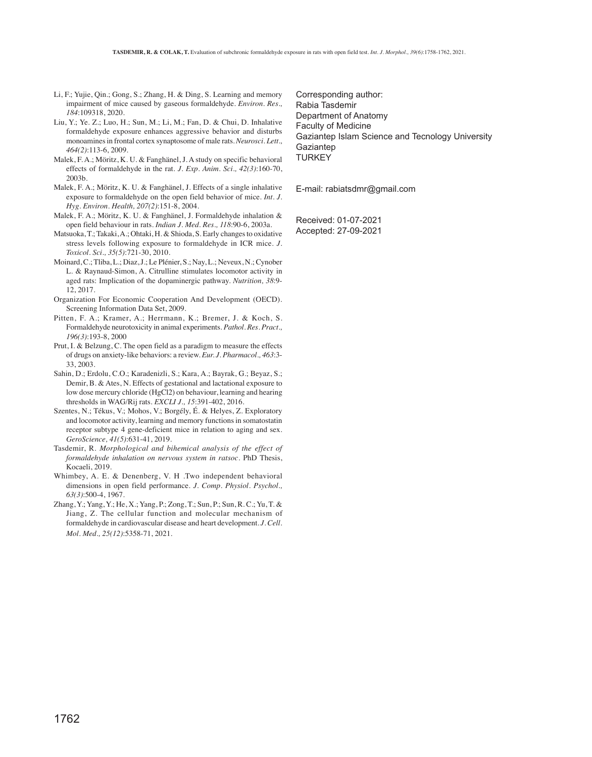Li, F.; Yujie, Qin.; Gong, S.; Zhang, H. & Ding, S. Learning and memory impairment of mice caused by gaseous formaldehyde. *Environ. Res., 184*:109318, 2020.

Liu, Y.; Ye. Z.; Luo, H.; Sun, M.; Li, M.; Fan, D. & Chui, D. Inhalative formaldehyde exposure enhances aggressive behavior and disturbs monoamines in frontal cortex synaptosome of male rats. *Neurosci. Lett., 464(2)*:113-6, 2009.

Malek, F. A.; Möritz, K. U. & Fanghänel, J. A study on specific behavioral effects of formaldehyde in the rat. *J. Exp. Anim. Sci., 42(3)*:160-70, 2003b.

Malek, F. A.; Möritz, K. U. & Fanghänel, J. Effects of a single inhalative exposure to formaldehyde on the open field behavior of mice. *Int. J. Hyg. Environ. Health, 207(2)*:151-8, 2004.

Malek, F. A.; Möritz, K. U. & Fanghänel, J. Formaldehyde inhalation & open field behaviour in rats. *Indian J. Med. Res., 118*:90-6, 2003a.

Matsuoka, T.; Takaki, A.; Ohtaki, H. & Shioda, S. Early changes to oxidative stress levels following exposure to formaldehyde in ICR mice. *J. Toxicol. Sci., 35(5)*:721-30, 2010.

Moinard, C.; Tliba, L.; Diaz, J.; Le Plénier, S.; Nay, L.; Neveux, N.; Cynober L. & Raynaud-Simon, A. Citrulline stimulates locomotor activity in aged rats: Implication of the dopaminergic pathway. *Nutrition, 38*:9-12, 2017.

Organization For Economic Cooperation And Development (OECD). Screening Information Data Set, 2009.

Pitten, F. A.; Kramer, A.; Herrmann, K.; Bremer, J. & Koch, S. Formaldehyde neurotoxicity in animal experiments. *Pathol. Res. Pract., 196(3)*:193-8, 2000

Prut, I. & Belzung, C. The open field as a paradigm to measure the effects of drugs on anxiety-like behaviors: a review. *Eur. J. Pharmacol., 463*:3-33, 2003.

Sahin, D.; Erdolu, C.O.; Karadenizli, S.; Kara, A.; Bayrak, G.; Beyaz, S.; Demir, B. & Ates, N. Effects of gestational and lactational exposure to low dose mercury chloride (HgCl2) on behaviour, learning and hearing thresholds in WAG/Rij rats. *EXCLI J., 15*:391-402, 2016.

Szentes, N.; Tékus, V.; Mohos, V.; Borgély, É. & Helyes, Z. Exploratory and locomotor activity, learning and memory functions in somatostatin receptor subtype 4 gene-deficient mice in relation to aging and sex. *GeroScience, 41(5)*:631-41, 2019.

Tasdemir, R. *Morphological and bihemical analysis of the effect of formaldehyde inhalation on nervous system in ratsoc*. PhD Thesis, Kocaeli, 2019.

Whimbey, A. E. & Denenberg, V. H .Two independent behavioral dimensions in open field performance. *J. Comp. Physiol. Psychol., 63(3)*:500-4, 1967.

Zhang, Y.; Yang, Y.; He, X.; Yang, P.; Zong, T.; Sun, P.; Sun, R. C.; Yu, T. & Jiang, Z. The cellular function and molecular mechanism of formaldehyde in cardiovascular disease and heart development. *J. Cell. Mol. Med., 25(12)*:5358-71, 2021.

Corresponding author:
Rabia Tasdemir
Department of Anatomy
Faculty of Medicine
Gaziantep Islam Science and Tecnology University
Gaziantep
TURKEY

E-mail: rabiatsdmr@gmail.com

Received: 01-07-2021
Accepted: 27-09-2021